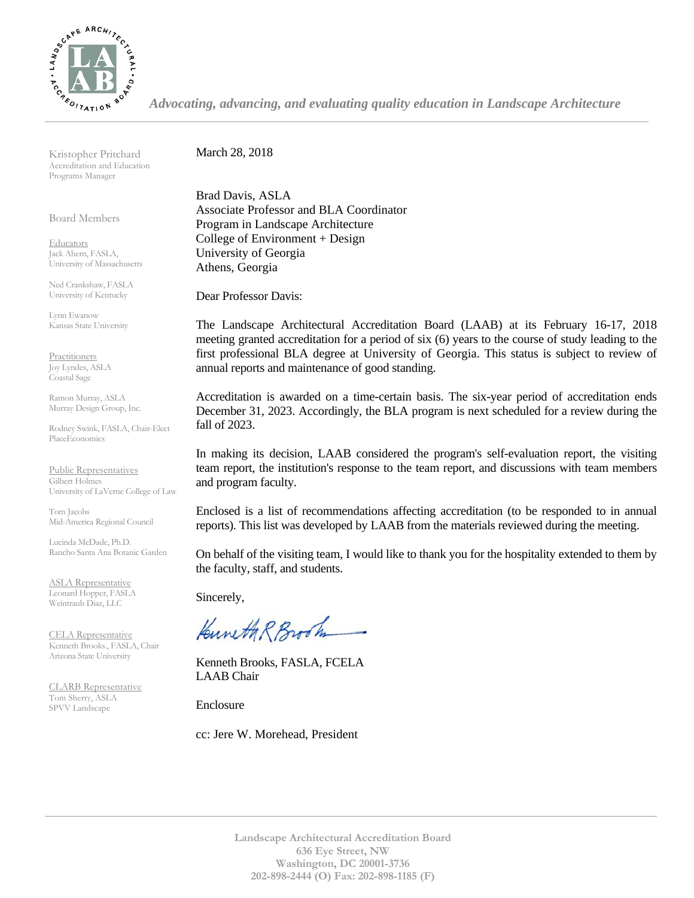*Advocating, advancing, and evaluating quality education in Landscape Architecture*

Kristopher Pritchard
Accreditation and Education Programs Manager

Board Members

Educators
Jack Ahern, FASLA, University of Massachusetts

Ned Crankshaw, FASLA
University of Kentucky

Lynn Ewanow
Kansas State University

Practitioners
Joy Lyndes, ASLA
Coastal Sage

Ramon Murray, ASLA
Murray Design Group, Inc.

Rodney Swink, FASLA, Chair-Elect
PlaceEconomics

Public Representatives
Gilbert Holmes
University of LaVerne College of Law

Tom Jacobs
Mid-America Regional Council

Lucinda McDade, Ph.D.
Rancho Santa Ana Botanic Garden

ASLA Representative
Leonard Hopper, FASLA
Weintraub Diaz, LLC

CELA Representative
Kenneth Brooks., FASLA, Chair
Arizona State University

CLARB Representative
Tom Sherry, ASLA
SPVV Landscape

March 28, 2018

Brad Davis, ASLA
Associate Professor and BLA Coordinator
Program in Landscape Architecture
College of Environment + Design
University of Georgia
Athens, Georgia

Dear Professor Davis:

The Landscape Architectural Accreditation Board (LAAB) at its February 16-17, 2018 meeting granted accreditation for a period of six (6) years to the course of study leading to the first professional BLA degree at University of Georgia. This status is subject to review of annual reports and maintenance of good standing.

Accreditation is awarded on a time-certain basis. The six-year period of accreditation ends December 31, 2023. Accordingly, the BLA program is next scheduled for a review during the fall of 2023.

In making its decision, LAAB considered the program's self-evaluation report, the visiting team report, the institution's response to the team report, and discussions with team members and program faculty.

Enclosed is a list of recommendations affecting accreditation (to be responded to in annual reports). This list was developed by LAAB from the materials reviewed during the meeting.

On behalf of the visiting team, I would like to thank you for the hospitality extended to them by the faculty, staff, and students.

Sincerely,

Kenneth R Brooks

Kenneth Brooks, FASLA, FCELA
LAAB Chair

Enclosure

cc: Jere W. Morehead, President

**Landscape Architectural Accreditation Board**
**636 Eye Street, NW**
**Washington, DC 20001-3736**
**202-898-2444 (O) Fax: 202-898-1185 (F)**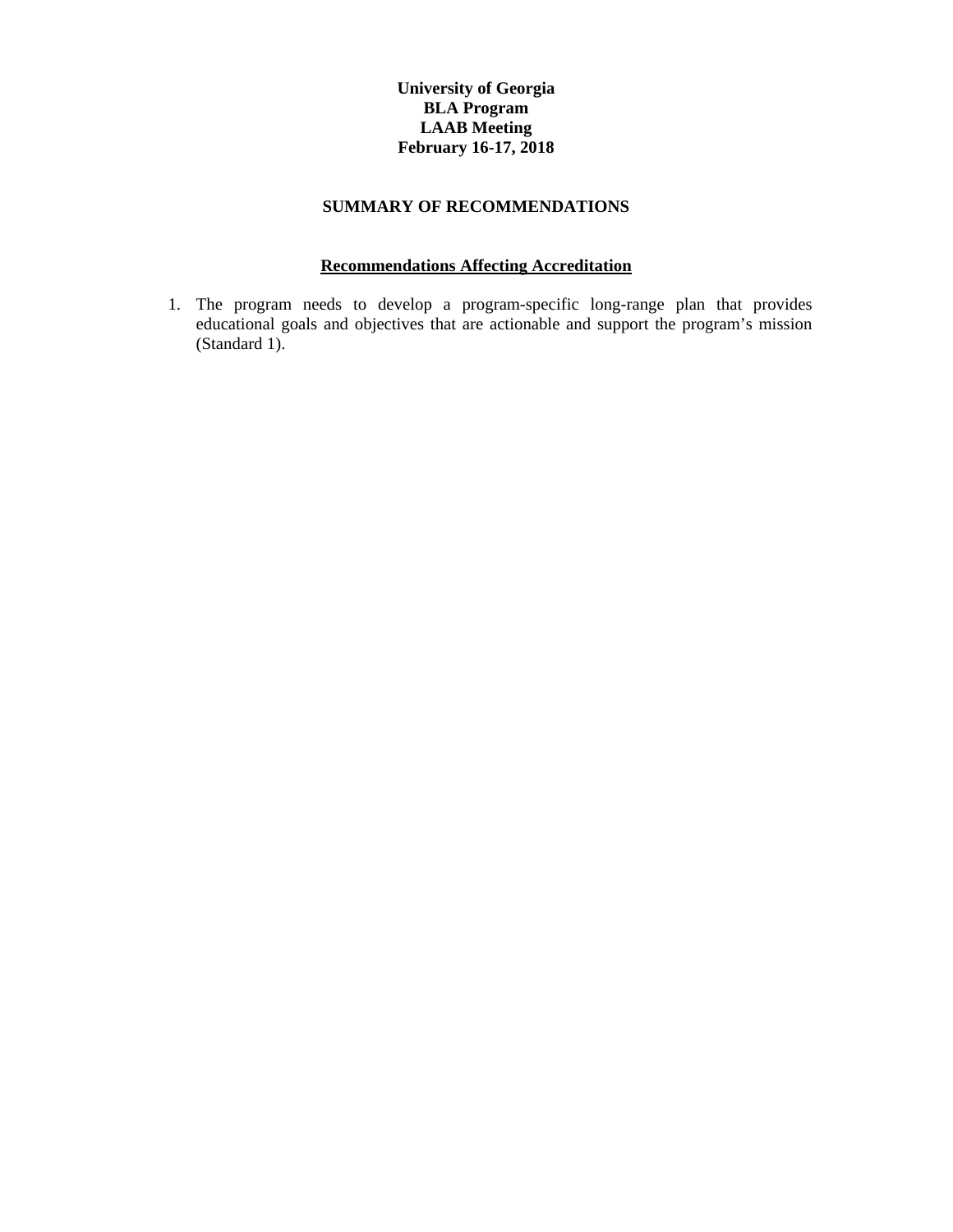**University of Georgia**
**BLA Program**
**LAAB Meeting**
**February 16-17, 2018**

## SUMMARY OF RECOMMENDATIONS

### Recommendations Affecting Accreditation

1. The program needs to develop a program-specific long-range plan that provides educational goals and objectives that are actionable and support the program's mission (Standard 1).